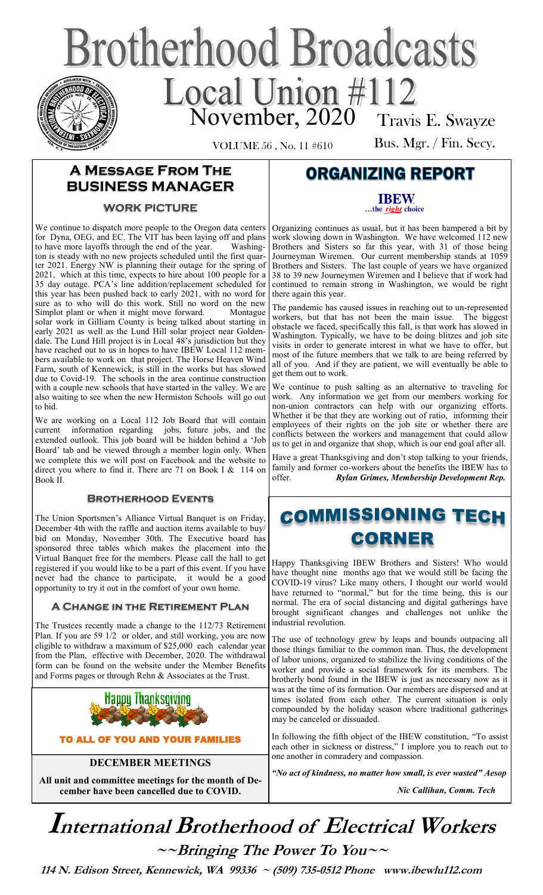# Brotherhood Broadcasts

## Local Union #112

November, 2020

VOLUME 56 , No. 11 #610

Travis E. Swayze
Bus. Mgr. / Fin. Secy.

## A Message From The Business Manager

### WORK PICTURE

We continue to dispatch more people to the Oregon data centers for Dyna, OEG, and EC. The VIT has been laying off and plans to have more layoffs through the end of the year. Washington is steady with no new projects scheduled until the first quarter 2021. Energy NW is planning their outage for the spring of 2021, which at this time, expects to hire about 100 people for a 35 day outage. PCA's line addition/replacement scheduled for this year has been pushed back to early 2021, with no word for sure as to who will do this work. Still no word on the new Simplot plant or when it might move forward. Montague solar work in Gilliam County is being talked about starting in early 2021 as well as the Lund Hill solar project near Goldendale. The Lund Hill project is in Local 48's jurisdiction but they have reached out to us in hopes to have IBEW Local 112 members available to work on that project. The Horse Heaven Wind Farm, south of Kennewick, is still in the works but has slowed due to Covid-19. The schools in the area continue construction with a couple new schools that have started in the valley. We are also waiting to see when the new Hermiston Schools will go out to bid.

We are working on a Local 112 Job Board that will contain current information regarding jobs, future jobs, and the extended outlook. This job board will be hidden behind a 'Job Board' tab and be viewed through a member login only. When we complete this we will post on Facebook and the website to direct you where to find it. There are 71 on Book I & 114 on Book II.

### Brotherhood Events

The Union Sportsmen's Alliance Virtual Banquet is on Friday, December 4th with the raffle and auction items available to buy/bid on Monday, November 30th. The Executive board has sponsored three tables which makes the placement into the Virtual Banquet free for the members. Please call the hall to get registered if you would like to be a part of this event. If you have never had the chance to participate, it would be a good opportunity to try it out in the comfort of your own home.

### A Change in the Retirement Plan

The Trustees recently made a change to the 112/73 Retirement Plan. If you are 59 1/2 or older, and still working, you are now eligible to withdraw a maximum of $25,000 each calendar year from the Plan, effective with December, 2020. The withdrawal form can be found on the website under the Member Benefits and Forms pages or through Rehn & Associates at the Trust.

Happy Thanksgiving

TO ALL OF YOU AND YOUR FAMILIES

### DECEMBER MEETINGS

**All unit and committee meetings for the month of December have been cancelled due to COVID.**

## ORGANIZING REPORT

**IBEW**
**...the *right* choice**

Organizing continues as usual, but it has been hampered a bit by work slowing down in Washington. We have welcomed 112 new Brothers and Sisters so far this year, with 31 of those being Journeyman Wiremen. Our current membership stands at 1059 Brothers and Sisters. The last couple of years we have organized 38 to 39 new Journeymen Wiremen and I believe that if work had continued to remain strong in Washington, we would be right there again this year.

The pandemic has caused issues in reaching out to un-represented workers, but that has not been the main issue. The biggest obstacle we faced, specifically this fall, is that work has slowed in Washington. Typically, we have to be doing blitzes and job site visits in order to generate interest in what we have to offer, but most of the future members that we talk to are being referred by all of you. And if they are patient, we will eventually be able to get them out to work.

We continue to push salting as an alternative to traveling for work. Any information we get from our members working for non-union contractors can help with our organizing efforts. Whether it be that they are working out of ratio, informing their employees of their rights on the job site or whether there are conflicts between the workers and management that could allow us to get in and organize that shop, which is our end goal after all.

Have a great Thanksgiving and don't stop talking to your friends, family and former co-workers about the benefits the IBEW has to offer. ***Rylan Grimes, Membership Development Rep.***

## COMMISSIONING TECH CORNER

Happy Thanksgiving IBEW Brothers and Sisters! Who would have thought nine months ago that we would still be facing the COVID-19 virus? Like many others, I thought our world would have returned to "normal," but for the time being, this is our normal. The era of social distancing and digital gatherings have brought significant changes and challenges not unlike the industrial revolution.

The use of technology grew by leaps and bounds outpacing all those things familiar to the common man. Thus, the development of labor unions, organized to stabilize the living conditions of the worker and provide a social framework for its members. The brotherly bond found in the IBEW is just as necessary now as it was at the time of its formation. Our members are dispersed and at times isolated from each other. The current situation is only compounded by the holiday season where traditional gatherings may be canceled or dissuaded.

In following the fifth object of the IBEW constitution, "To assist each other in sickness or distress," I implore you to reach out to one another in comradery and compassion.

***"No act of kindness, no matter how small, is ever wasted" Aesop***

***Nic Callihan, Comm. Tech***

# International Brotherhood of Electrical Workers

**~~Bringing The Power To You~~**

**114 N. Edison Street, Kennewick, WA 99336 ~ (509) 735-0512 Phone www.ibewlu112.com**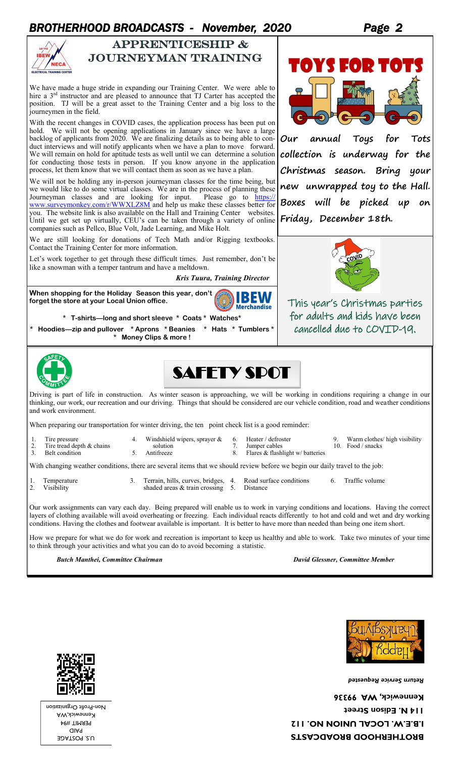## APPRENTICESHIP & JOURNEYMAN TRAINING

We have made a huge stride in expanding our Training Center. We were able to hire a 3rd instructor and are pleased to announce that TJ Carter has accepted the position. TJ will be a great asset to the Training Center and a big loss to the journeymen in the field.

With the recent changes in COVID cases, the application process has been put on hold. We will not be opening applications in January since we have a large backlog of applicants from 2020. We are finalizing details as to being able to conduct interviews and will notify applicants when we have a plan to move forward. We will remain on hold for aptitude tests as well until we can determine a solution for conducting those tests in person. If you know anyone in the application process, let them know that we will contact them as soon as we have a plan.

We will not be holding any in-person journeyman classes for the time being, but we would like to do some virtual classes. We are in the process of planning these Journeyman classes and are looking for input. Please go to https://www.surveymonkey.com/r/WWXLZ8M and help us make these classes better for you. The website link is also available on the Hall and Training Center websites. Until we get set up virtually, CEU's can be taken through a variety of online companies such as Pellco, Blue Volt, Jade Learning, and Mike Holt.

We are still looking for donations of Tech Math and/or Rigging textbooks. Contact the Training Center for more information.

Let's work together to get through these difficult times. Just remember, don't be like a snowman with a temper tantrum and have a meltdown.

*Kris Tuura, Training Director*

**When shopping for the Holiday Season this year, don't forget the store at your Local Union office.**

**IBEW Merchandise**

\* T-shirts—long and short sleeve \* Coats \* Watches\*

\* Hoodies—zip and pullover \* Aprons \* Beanies \* Hats \* Tumblers \* \* Money Clips & more !

## TOYS FOR TOTS

**Our annual Toys for Tots collection is underway for the Christmas season. Bring your new unwrapped toy to the Hall. Boxes will be picked up on Friday, December 18th.**

This year's Christmas parties for adults and kids have been cancelled due to COVID-19.

## SAFETY SPOT

Driving is part of life in construction. As winter season is approaching, we will be working in conditions requiring a change in our thinking, our work, our recreation and our driving. Things that should be considered are our vehicle condition, road and weather conditions and work environment.

When preparing our transportation for winter driving, the ten point check list is a good reminder:

1. Tire pressure
2. Tire tread depth & chains
3. Belt condition
4. Windshield wipers, sprayer & solution
5. Antifreeze
6. Heater / defroster
7. Jumper cables
8. Flares & flashlight w/ batteries
9. Warm clothes/ high visibility
10. Food / snacks

With changing weather conditions, there are several items that we should review before we begin our daily travel to the job:

1. Temperature
2. Visibility
3. Terrain, hills, curves, bridges, shaded areas & train crossing
4. Road surface conditions
5. Distance
6. Traffic volume

Our work assignments can vary each day. Being prepared will enable us to work in varying conditions and locations. Having the correct layers of clothing available will avoid overheating or freezing. Each individual reacts differently to hot and cold and wet and dry working conditions. Having the clothes and footwear available is important. It is better to have more than needed than being one item short.

How we prepare for what we do for work and recreation is important to keep us healthy and able to work. Take two minutes of your time to think through your activities and what you can do to avoid becoming a statistic.

*Butch Manthei, Committee Chairman* *David Glessner, Committee Member*

**BROTHERHOOD BROADCASTS**
**I.B.E.W. LOCAL UNION NO. 112**
**114 N. Edison Street**
**Kennewick, WA 99336**

*Return Service Requested*

U.S. POSTAGE
PAID
PERMIT #94
Kennewick,WA
Non-Profit Organization